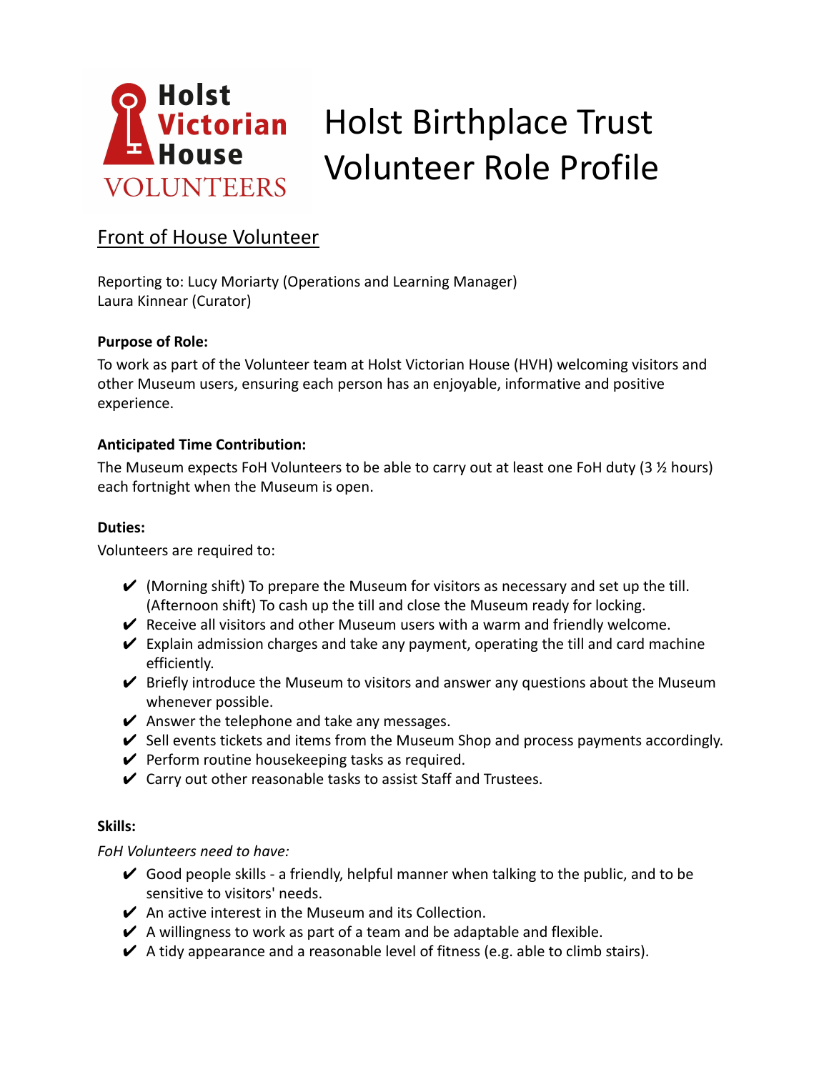Holst Victorian House VOLUNTEERS

# Holst Birthplace Trust Volunteer Role Profile

## Front of House Volunteer

Reporting to: Lucy Moriarty (Operations and Learning Manager)
Laura Kinnear (Curator)

**Purpose of Role:**

To work as part of the Volunteer team at Holst Victorian House (HVH) welcoming visitors and other Museum users, ensuring each person has an enjoyable, informative and positive experience.

**Anticipated Time Contribution:**

The Museum expects FoH Volunteers to be able to carry out at least one FoH duty (3 ½ hours) each fortnight when the Museum is open.

**Duties:**

Volunteers are required to:

- ✔ (Morning shift) To prepare the Museum for visitors as necessary and set up the till. (Afternoon shift) To cash up the till and close the Museum ready for locking.
- ✔ Receive all visitors and other Museum users with a warm and friendly welcome.
- ✔ Explain admission charges and take any payment, operating the till and card machine efficiently.
- ✔ Briefly introduce the Museum to visitors and answer any questions about the Museum whenever possible.
- ✔ Answer the telephone and take any messages.
- ✔ Sell events tickets and items from the Museum Shop and process payments accordingly.
- ✔ Perform routine housekeeping tasks as required.
- ✔ Carry out other reasonable tasks to assist Staff and Trustees.

**Skills:**

*FoH Volunteers need to have:*

- ✔ Good people skills - a friendly, helpful manner when talking to the public, and to be sensitive to visitors' needs.
- ✔ An active interest in the Museum and its Collection.
- ✔ A willingness to work as part of a team and be adaptable and flexible.
- ✔ A tidy appearance and a reasonable level of fitness (e.g. able to climb stairs).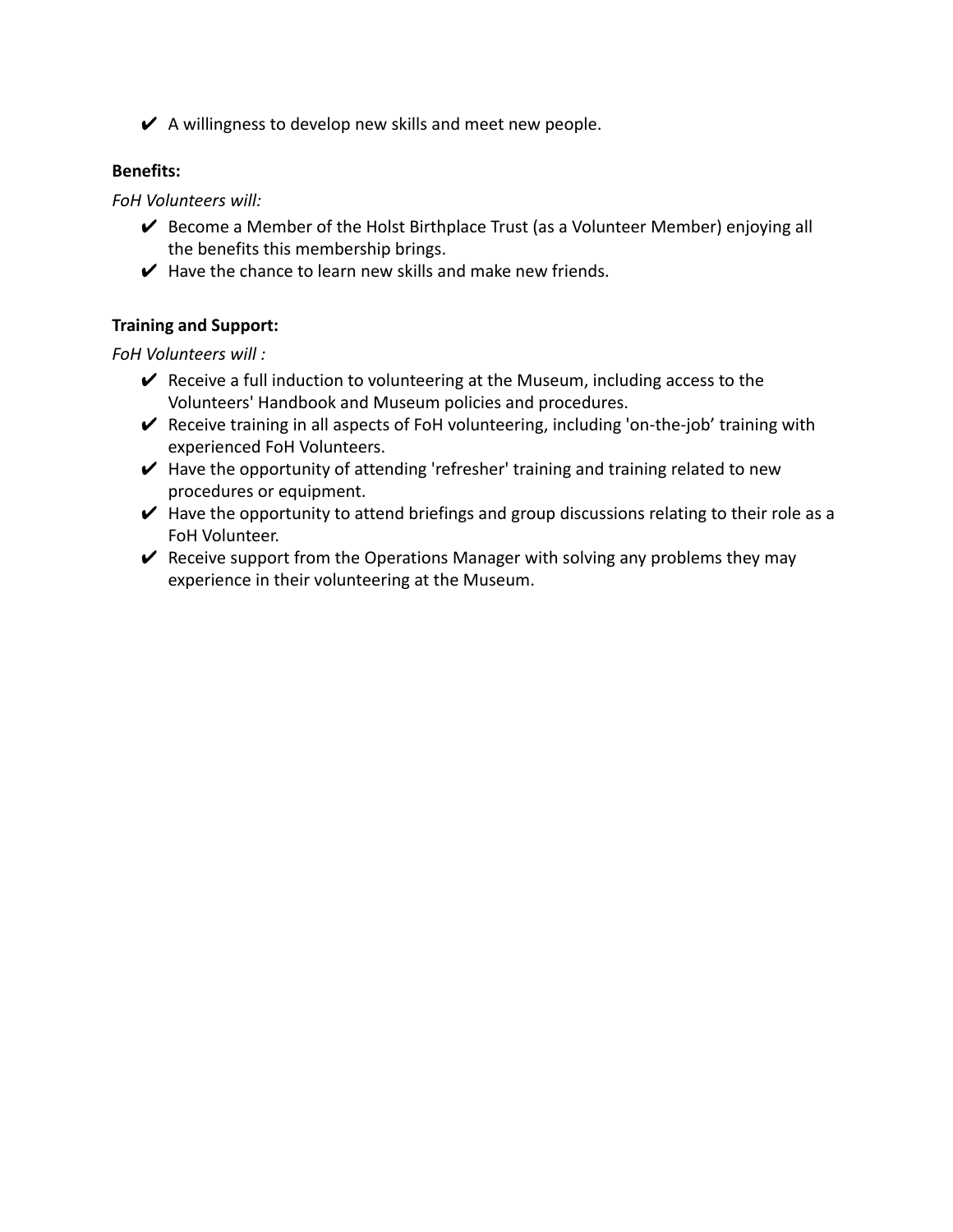- ✔ A willingness to develop new skills and meet new people.

**Benefits:**

*FoH Volunteers will:*

- ✔ Become a Member of the Holst Birthplace Trust (as a Volunteer Member) enjoying all the benefits this membership brings.
- ✔ Have the chance to learn new skills and make new friends.

**Training and Support:**

*FoH Volunteers will :*

- ✔ Receive a full induction to volunteering at the Museum, including access to the Volunteers' Handbook and Museum policies and procedures.
- ✔ Receive training in all aspects of FoH volunteering, including 'on-the-job' training with experienced FoH Volunteers.
- ✔ Have the opportunity of attending 'refresher' training and training related to new procedures or equipment.
- ✔ Have the opportunity to attend briefings and group discussions relating to their role as a FoH Volunteer.
- ✔ Receive support from the Operations Manager with solving any problems they may experience in their volunteering at the Museum.